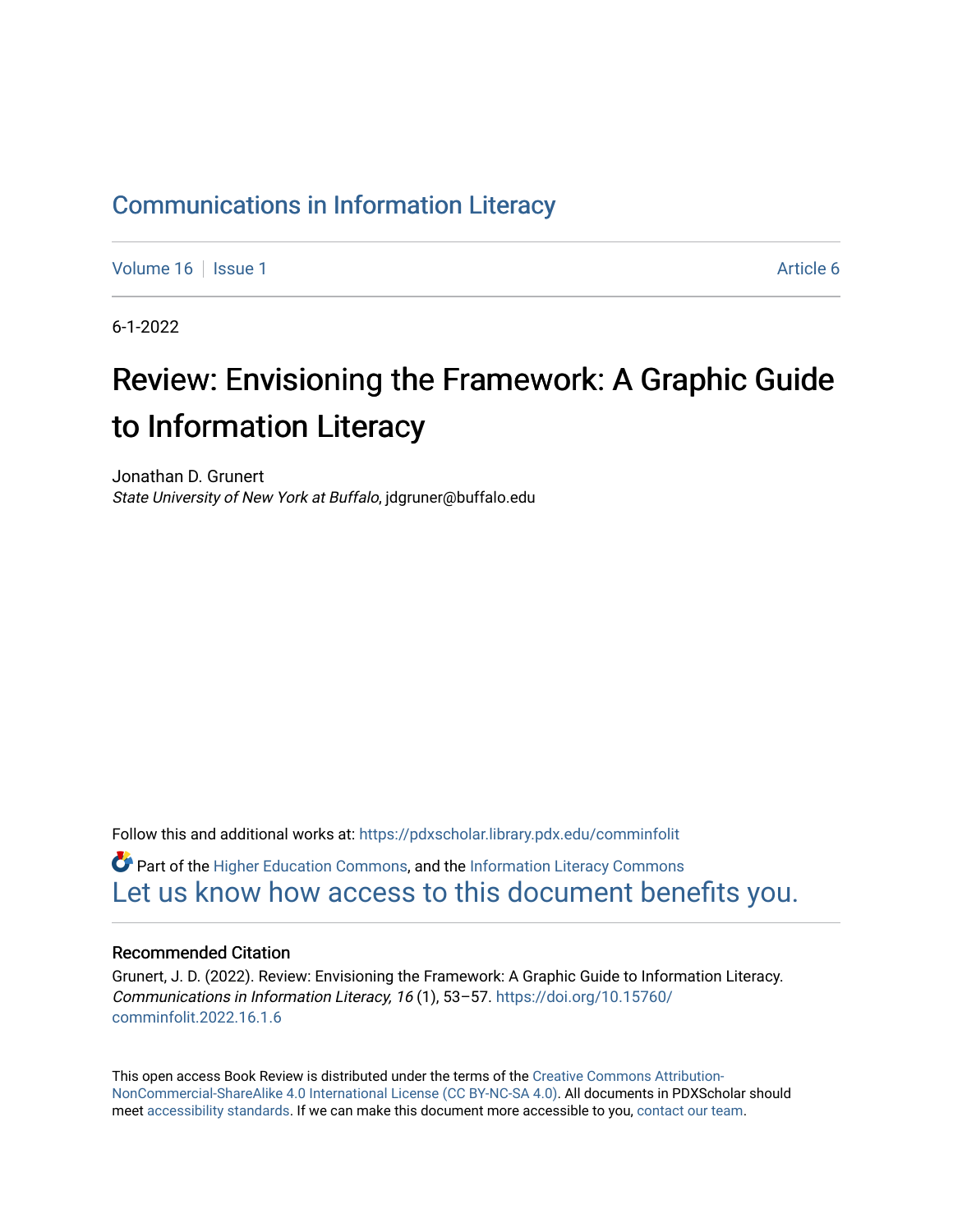# Communications in Information Literacy

Volume 16 | Issue 1 | Article 6

6-1-2022

# Review: Envisioning the Framework: A Graphic Guide to Information Literacy

Jonathan D. Grunert
*State University of New York at Buffalo*, jdgruner@buffalo.edu

Follow this and additional works at: https://pdxscholar.library.pdx.edu/comminfolit

Part of the Higher Education Commons, and the Information Literacy Commons
Let us know how access to this document benefits you.

## Recommended Citation

Grunert, J. D. (2022). Review: Envisioning the Framework: A Graphic Guide to Information Literacy. *Communications in Information Literacy, 16* (1), 53–57. https://doi.org/10.15760/comminfolit.2022.16.1.6

This open access Book Review is distributed under the terms of the Creative Commons Attribution-NonCommercial-ShareAlike 4.0 International License (CC BY-NC-SA 4.0). All documents in PDXScholar should meet accessibility standards. If we can make this document more accessible to you, contact our team.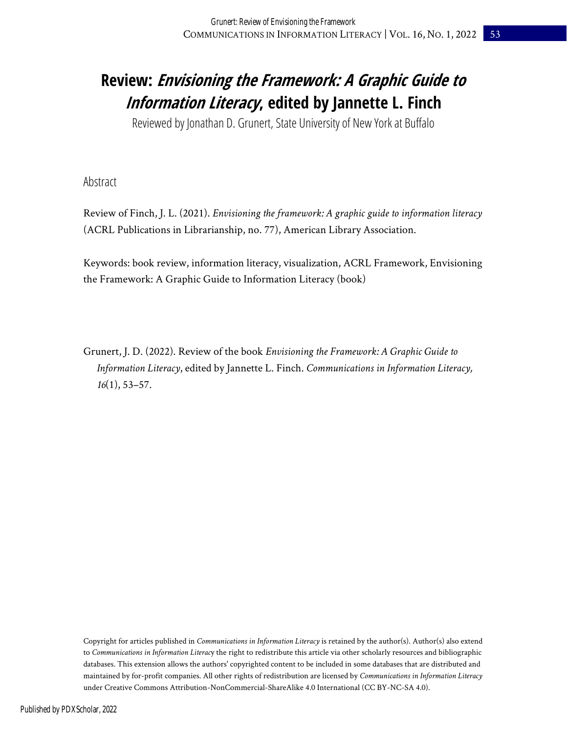# Review: *Envisioning the Framework: A Graphic Guide to Information Literacy*, edited by Jannette L. Finch

Reviewed by Jonathan D. Grunert, State University of New York at Buffalo

## Abstract

Review of Finch, J. L. (2021). *Envisioning the framework: A graphic guide to information literacy* (ACRL Publications in Librarianship, no. 77), American Library Association.

Keywords: book review, information literacy, visualization, ACRL Framework, Envisioning the Framework: A Graphic Guide to Information Literacy (book)

Grunert, J. D. (2022). Review of the book *Envisioning the Framework: A Graphic Guide to Information Literacy*, edited by Jannette L. Finch. *Communications in Information Literacy, 16*(1), 53–57.

Copyright for articles published in *Communications in Information Literacy* is retained by the author(s). Author(s) also extend to *Communications in Information Literacy* the right to redistribute this article via other scholarly resources and bibliographic databases. This extension allows the authors' copyrighted content to be included in some databases that are distributed and maintained by for-profit companies. All other rights of redistribution are licensed by *Communications in Information Literacy* under Creative Commons Attribution-NonCommercial-ShareAlike 4.0 International (CC BY-NC-SA 4.0).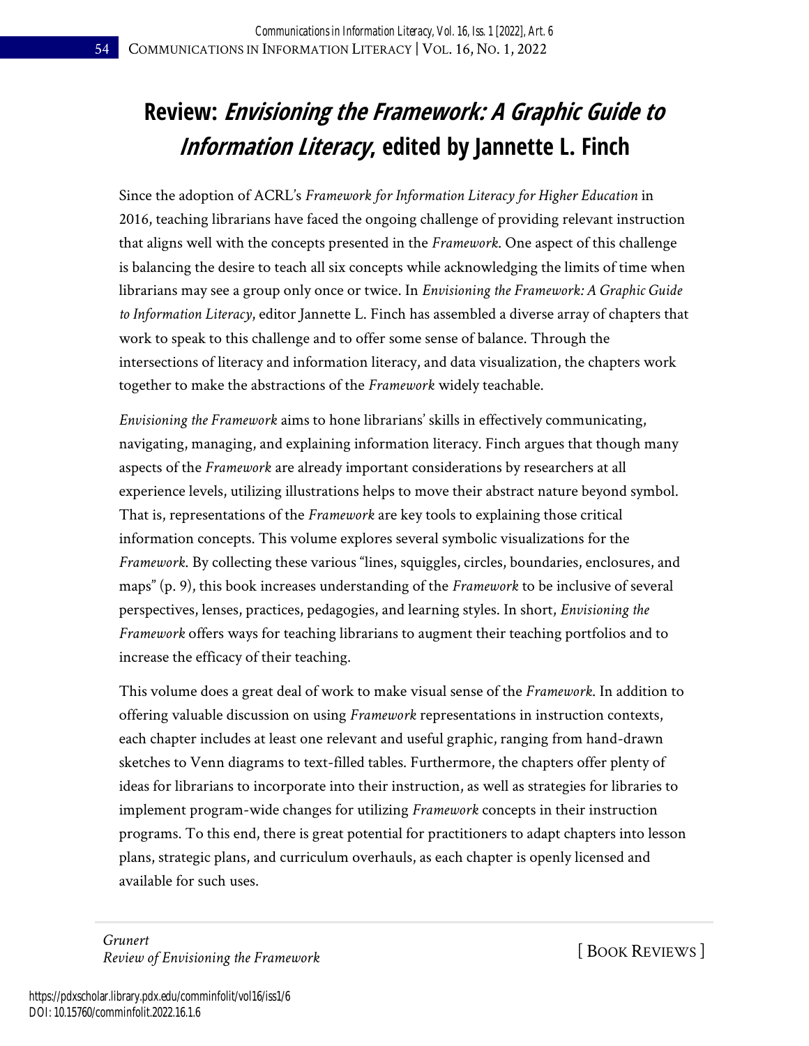# Review: *Envisioning the Framework: A Graphic Guide to Information Literacy*, edited by Jannette L. Finch

Since the adoption of ACRL's *Framework for Information Literacy for Higher Education* in 2016, teaching librarians have faced the ongoing challenge of providing relevant instruction that aligns well with the concepts presented in the *Framework*. One aspect of this challenge is balancing the desire to teach all six concepts while acknowledging the limits of time when librarians may see a group only once or twice. In *Envisioning the Framework: A Graphic Guide to Information Literacy*, editor Jannette L. Finch has assembled a diverse array of chapters that work to speak to this challenge and to offer some sense of balance. Through the intersections of literacy and information literacy, and data visualization, the chapters work together to make the abstractions of the *Framework* widely teachable.

*Envisioning the Framework* aims to hone librarians' skills in effectively communicating, navigating, managing, and explaining information literacy. Finch argues that though many aspects of the *Framework* are already important considerations by researchers at all experience levels, utilizing illustrations helps to move their abstract nature beyond symbol. That is, representations of the *Framework* are key tools to explaining those critical information concepts. This volume explores several symbolic visualizations for the *Framework*. By collecting these various "lines, squiggles, circles, boundaries, enclosures, and maps" (p. 9), this book increases understanding of the *Framework* to be inclusive of several perspectives, lenses, practices, pedagogies, and learning styles. In short, *Envisioning the Framework* offers ways for teaching librarians to augment their teaching portfolios and to increase the efficacy of their teaching.

This volume does a great deal of work to make visual sense of the *Framework*. In addition to offering valuable discussion on using *Framework* representations in instruction contexts, each chapter includes at least one relevant and useful graphic, ranging from hand-drawn sketches to Venn diagrams to text-filled tables. Furthermore, the chapters offer plenty of ideas for librarians to incorporate into their instruction, as well as strategies for libraries to implement program-wide changes for utilizing *Framework* concepts in their instruction programs. To this end, there is great potential for practitioners to adapt chapters into lesson plans, strategic plans, and curriculum overhauls, as each chapter is openly licensed and available for such uses.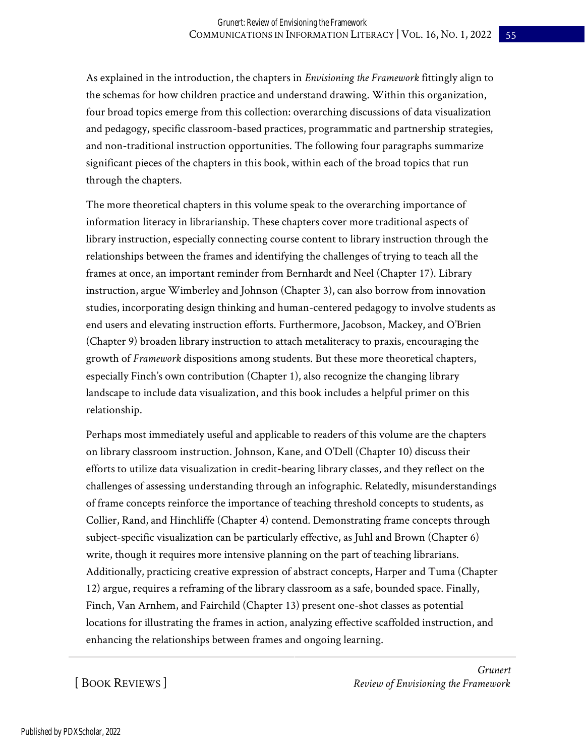As explained in the introduction, the chapters in *Envisioning the Framework* fittingly align to the schemas for how children practice and understand drawing. Within this organization, four broad topics emerge from this collection: overarching discussions of data visualization and pedagogy, specific classroom-based practices, programmatic and partnership strategies, and non-traditional instruction opportunities. The following four paragraphs summarize significant pieces of the chapters in this book, within each of the broad topics that run through the chapters.

The more theoretical chapters in this volume speak to the overarching importance of information literacy in librarianship. These chapters cover more traditional aspects of library instruction, especially connecting course content to library instruction through the relationships between the frames and identifying the challenges of trying to teach all the frames at once, an important reminder from Bernhardt and Neel (Chapter 17). Library instruction, argue Wimberley and Johnson (Chapter 3), can also borrow from innovation studies, incorporating design thinking and human-centered pedagogy to involve students as end users and elevating instruction efforts. Furthermore, Jacobson, Mackey, and O'Brien (Chapter 9) broaden library instruction to attach metaliteracy to praxis, encouraging the growth of *Framework* dispositions among students. But these more theoretical chapters, especially Finch's own contribution (Chapter 1), also recognize the changing library landscape to include data visualization, and this book includes a helpful primer on this relationship.

Perhaps most immediately useful and applicable to readers of this volume are the chapters on library classroom instruction. Johnson, Kane, and O'Dell (Chapter 10) discuss their efforts to utilize data visualization in credit-bearing library classes, and they reflect on the challenges of assessing understanding through an infographic. Relatedly, misunderstandings of frame concepts reinforce the importance of teaching threshold concepts to students, as Collier, Rand, and Hinchliffe (Chapter 4) contend. Demonstrating frame concepts through subject-specific visualization can be particularly effective, as Juhl and Brown (Chapter 6) write, though it requires more intensive planning on the part of teaching librarians. Additionally, practicing creative expression of abstract concepts, Harper and Tuma (Chapter 12) argue, requires a reframing of the library classroom as a safe, bounded space. Finally, Finch, Van Arnhem, and Fairchild (Chapter 13) present one-shot classes as potential locations for illustrating the frames in action, analyzing effective scaffolded instruction, and enhancing the relationships between frames and ongoing learning.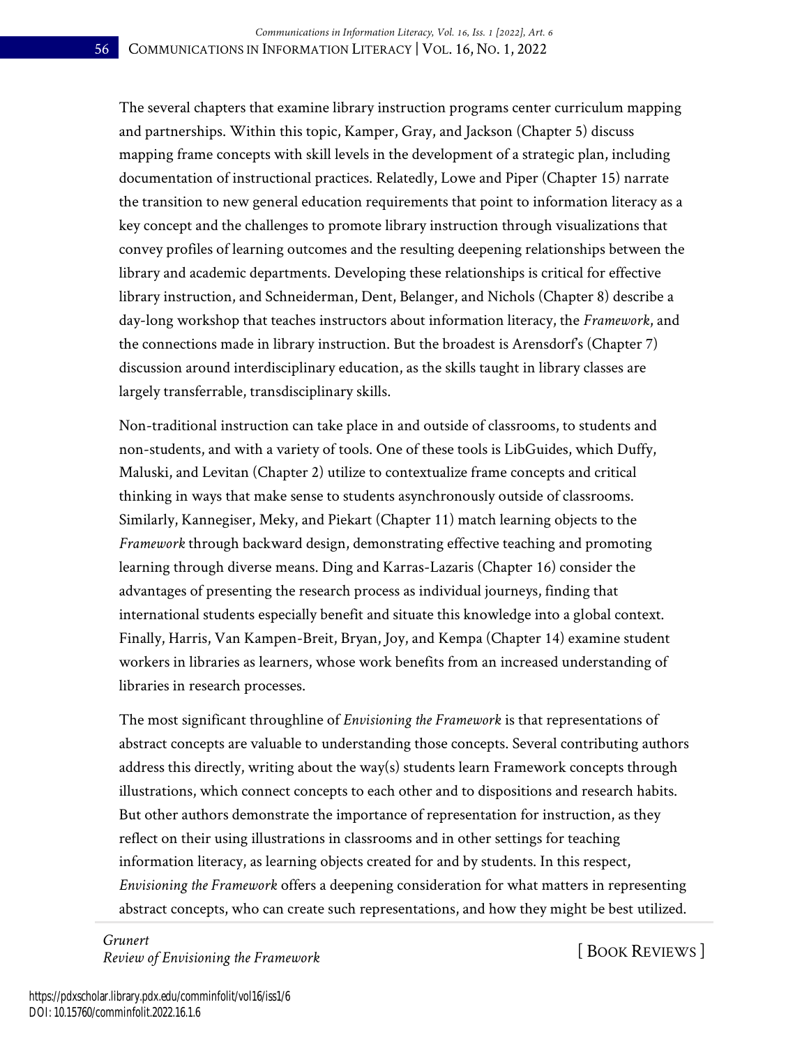The several chapters that examine library instruction programs center curriculum mapping and partnerships. Within this topic, Kamper, Gray, and Jackson (Chapter 5) discuss mapping frame concepts with skill levels in the development of a strategic plan, including documentation of instructional practices. Relatedly, Lowe and Piper (Chapter 15) narrate the transition to new general education requirements that point to information literacy as a key concept and the challenges to promote library instruction through visualizations that convey profiles of learning outcomes and the resulting deepening relationships between the library and academic departments. Developing these relationships is critical for effective library instruction, and Schneiderman, Dent, Belanger, and Nichols (Chapter 8) describe a day-long workshop that teaches instructors about information literacy, the *Framework*, and the connections made in library instruction. But the broadest is Arensdorf's (Chapter 7) discussion around interdisciplinary education, as the skills taught in library classes are largely transferrable, transdisciplinary skills.

Non-traditional instruction can take place in and outside of classrooms, to students and non-students, and with a variety of tools. One of these tools is LibGuides, which Duffy, Maluski, and Levitan (Chapter 2) utilize to contextualize frame concepts and critical thinking in ways that make sense to students asynchronously outside of classrooms. Similarly, Kannegiser, Meky, and Piekart (Chapter 11) match learning objects to the *Framework* through backward design, demonstrating effective teaching and promoting learning through diverse means. Ding and Karras-Lazaris (Chapter 16) consider the advantages of presenting the research process as individual journeys, finding that international students especially benefit and situate this knowledge into a global context. Finally, Harris, Van Kampen-Breit, Bryan, Joy, and Kempa (Chapter 14) examine student workers in libraries as learners, whose work benefits from an increased understanding of libraries in research processes.

The most significant throughline of *Envisioning the Framework* is that representations of abstract concepts are valuable to understanding those concepts. Several contributing authors address this directly, writing about the way(s) students learn Framework concepts through illustrations, which connect concepts to each other and to dispositions and research habits. But other authors demonstrate the importance of representation for instruction, as they reflect on their using illustrations in classrooms and in other settings for teaching information literacy, as learning objects created for and by students. In this respect, *Envisioning the Framework* offers a deepening consideration for what matters in representing abstract concepts, who can create such representations, and how they might be best utilized.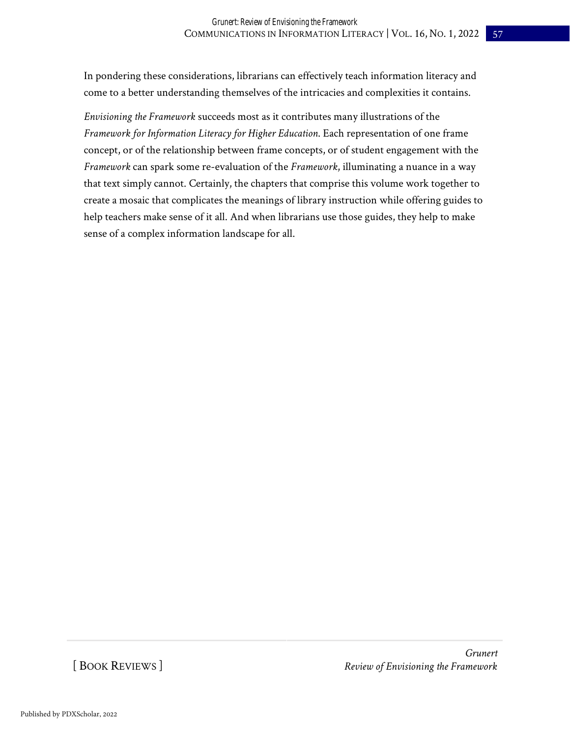In pondering these considerations, librarians can effectively teach information literacy and come to a better understanding themselves of the intricacies and complexities it contains.

*Envisioning the Framework* succeeds most as it contributes many illustrations of the *Framework for Information Literacy for Higher Education*. Each representation of one frame concept, or of the relationship between frame concepts, or of student engagement with the *Framework* can spark some re-evaluation of the *Framework*, illuminating a nuance in a way that text simply cannot. Certainly, the chapters that comprise this volume work together to create a mosaic that complicates the meanings of library instruction while offering guides to help teachers make sense of it all. And when librarians use those guides, they help to make sense of a complex information landscape for all.